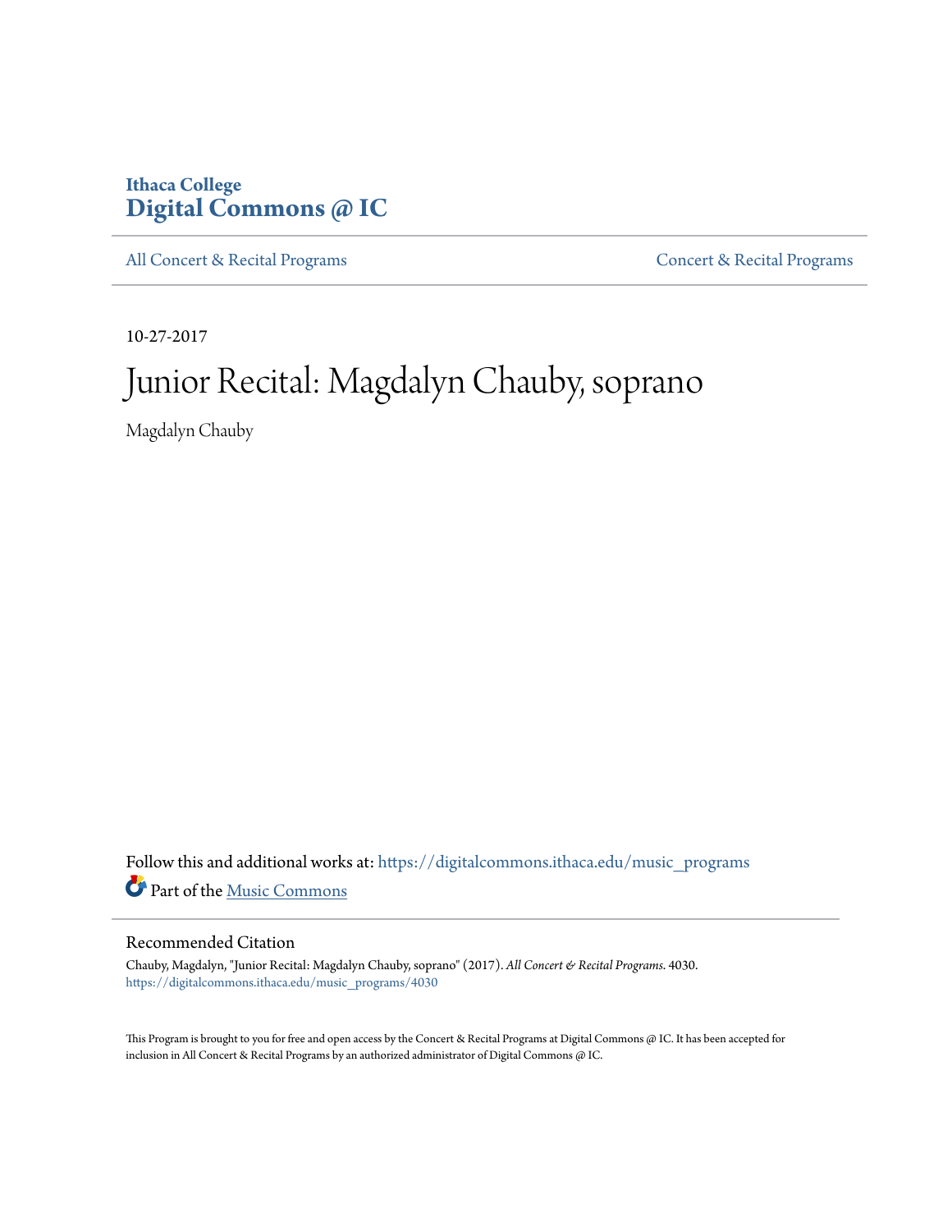Ithaca College
**Digital Commons @ IC**

All Concert & Recital Programs | Concert & Recital Programs

10-27-2017

# Junior Recital: Magdalyn Chauby, soprano

Magdalyn Chauby

Follow this and additional works at: https://digitalcommons.ithaca.edu/music_programs

Part of the Music Commons

## Recommended Citation

Chauby, Magdalyn, "Junior Recital: Magdalyn Chauby, soprano" (2017). *All Concert & Recital Programs*. 4030.
https://digitalcommons.ithaca.edu/music_programs/4030

This Program is brought to you for free and open access by the Concert & Recital Programs at Digital Commons @ IC. It has been accepted for inclusion in All Concert & Recital Programs by an authorized administrator of Digital Commons @ IC.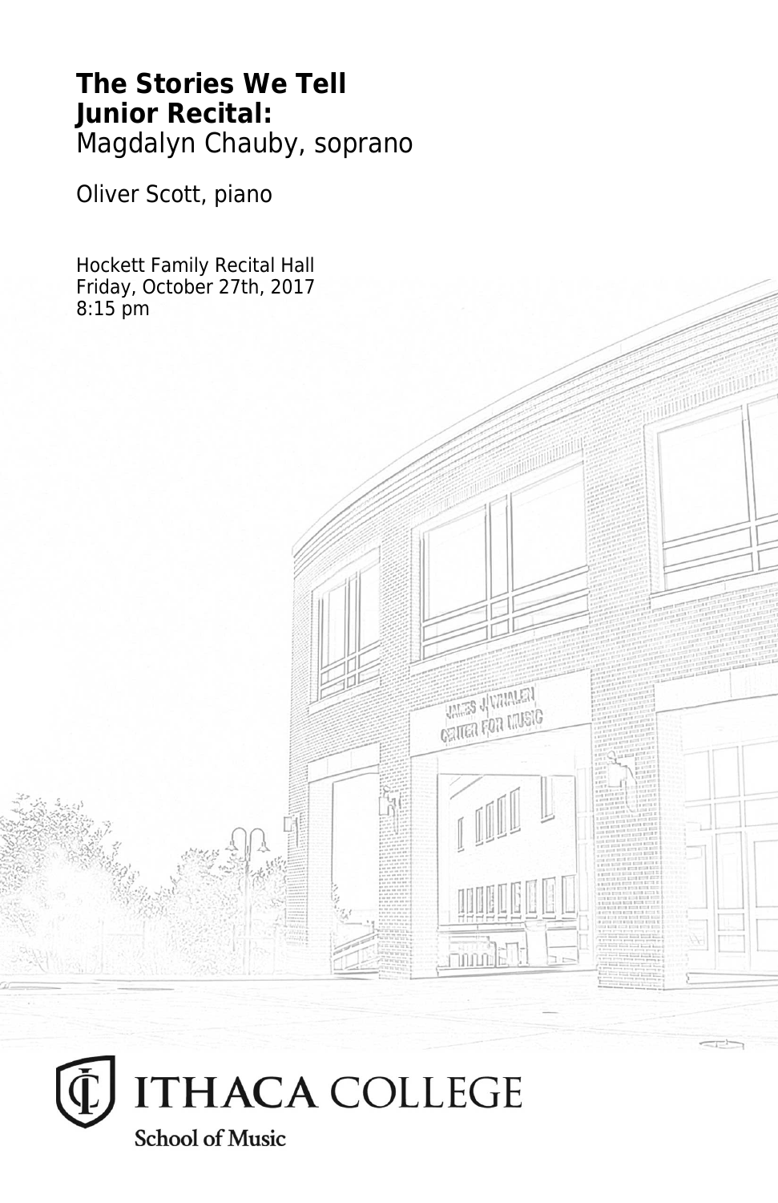**The Stories We Tell**
**Junior Recital:**
Magdalyn Chauby, soprano

Oliver Scott, piano

Hockett Family Recital Hall
Friday, October 27th, 2017
8:15 pm

ITHACA COLLEGE
School of Music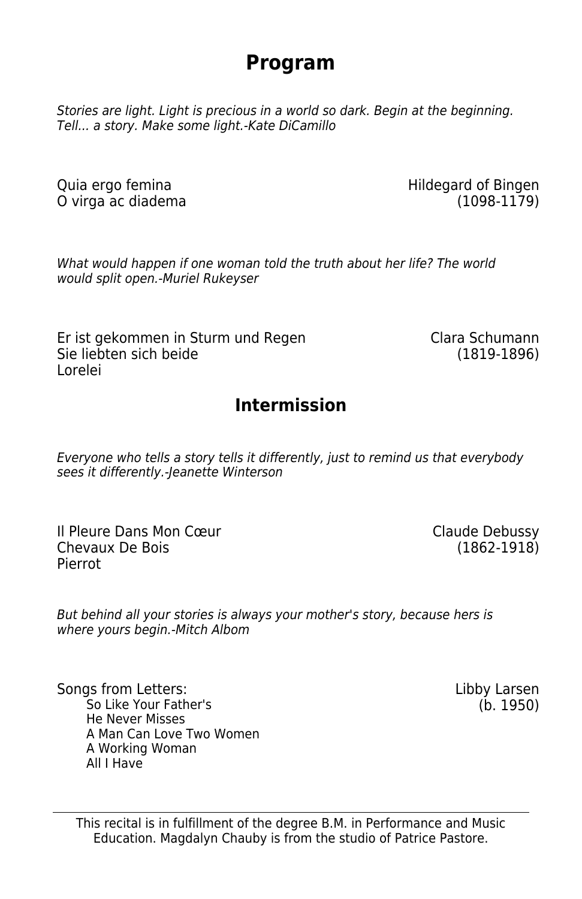# Program

*Stories are light. Light is precious in a world so dark. Begin at the beginning. Tell... a story. Make some light.-Kate DiCamillo*

Quia ergo femina
O virga ac diadema

Hildegard of Bingen
(1098-1179)

*What would happen if one woman told the truth about her life? The world would split open.-Muriel Rukeyser*

Er ist gekommen in Sturm und Regen
Sie liebten sich beide
Lorelei

Clara Schumann
(1819-1896)

## Intermission

*Everyone who tells a story tells it differently, just to remind us that everybody sees it differently.-Jeanette Winterson*

Il Pleure Dans Mon Cœur
Chevaux De Bois
Pierrot

Claude Debussy
(1862-1918)

*But behind all your stories is always your mother's story, because hers is where yours begin.-Mitch Albom*

Songs from Letters:

- So Like Your Father's
- He Never Misses
- A Man Can Love Two Women
- A Working Woman
- All I Have

Libby Larsen
(b. 1950)

---

This recital is in fulfillment of the degree B.M. in Performance and Music Education. Magdalyn Chauby is from the studio of Patrice Pastore.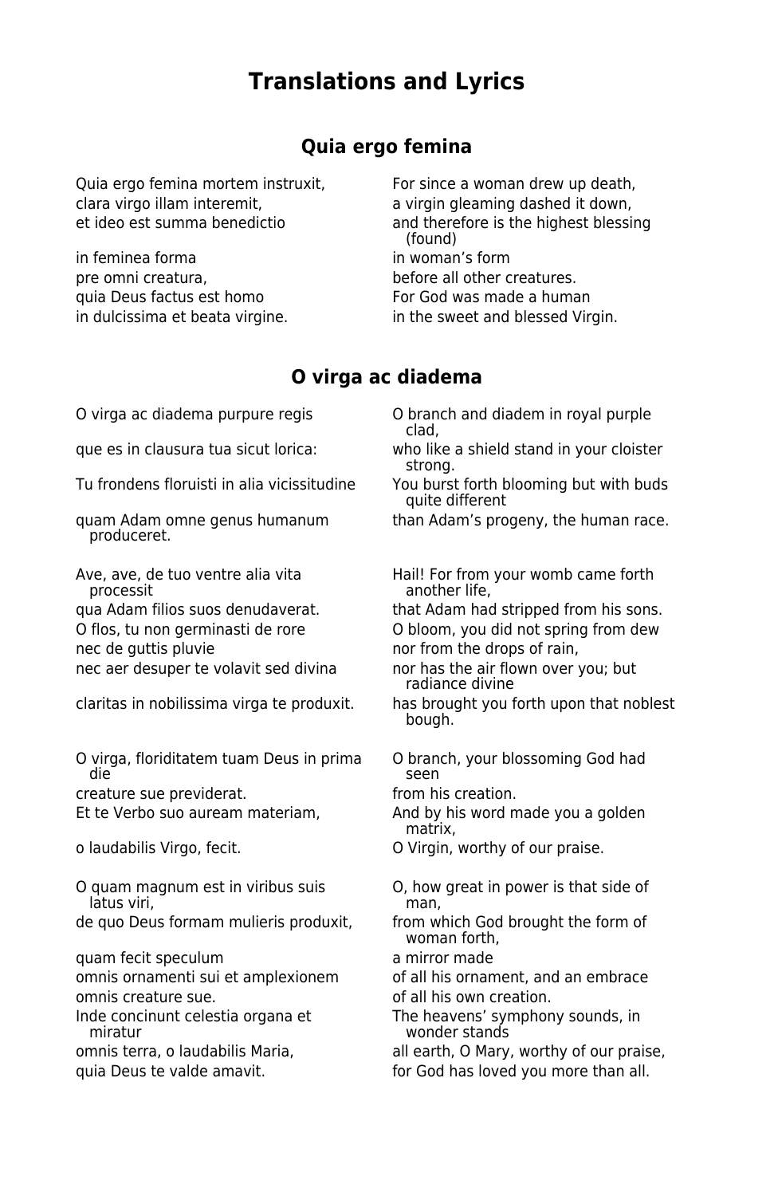# Translations and Lyrics

## Quia ergo femina

| | |
|---|---|
| Quia ergo femina mortem instruxit, | For since a woman drew up death, |
| clara virgo illam interemit, | a virgin gleaming dashed it down, |
| et ideo est summa benedictio | and therefore is the highest blessing (found) |
| in feminea forma | in woman's form |
| pre omni creatura, | before all other creatures. |
| quia Deus factus est homo | For God was made a human |
| in dulcissima et beata virgine. | in the sweet and blessed Virgin. |

## O virga ac diadema

| | |
|---|---|
| O virga ac diadema purpure regis | O branch and diadem in royal purple clad, |
| que es in clausura tua sicut lorica: | who like a shield stand in your cloister strong. |
| Tu frondens floruisti in alia vicissitudine | You burst forth blooming but with buds quite different |
| quam Adam omne genus humanum produceret. | than Adam's progeny, the human race. |
| | |
| Ave, ave, de tuo ventre alia vita processit | Hail! For from your womb came forth another life, |
| qua Adam filios suos denudaverat. | that Adam had stripped from his sons. |
| O flos, tu non germinasti de rore | O bloom, you did not spring from dew |
| nec de guttis pluvie | nor from the drops of rain, |
| nec aer desuper te volavit sed divina | nor has the air flown over you; but radiance divine |
| claritas in nobilissima virga te produxit. | has brought you forth upon that noblest bough. |
| | |
| O virga, floriditatem tuam Deus in prima die | O branch, your blossoming God had seen |
| creature sue previderat. | from his creation. |
| Et te Verbo suo auream materiam, | And by his word made you a golden matrix, |
| o laudabilis Virgo, fecit. | O Virgin, worthy of our praise. |
| | |
| O quam magnum est in viribus suis latus viri, | O, how great in power is that side of man, |
| de quo Deus formam mulieris produxit, | from which God brought the form of woman forth, |
| quam fecit speculum | a mirror made |
| omnis ornamenti sui et amplexionem | of all his ornament, and an embrace |
| omnis creature sue. | of all his own creation. |
| Inde concinunt celestia organa et miratur | The heavens' symphony sounds, in wonder stands |
| omnis terra, o laudabilis Maria, | all earth, O Mary, worthy of our praise, |
| quia Deus te valde amavit. | for God has loved you more than all. |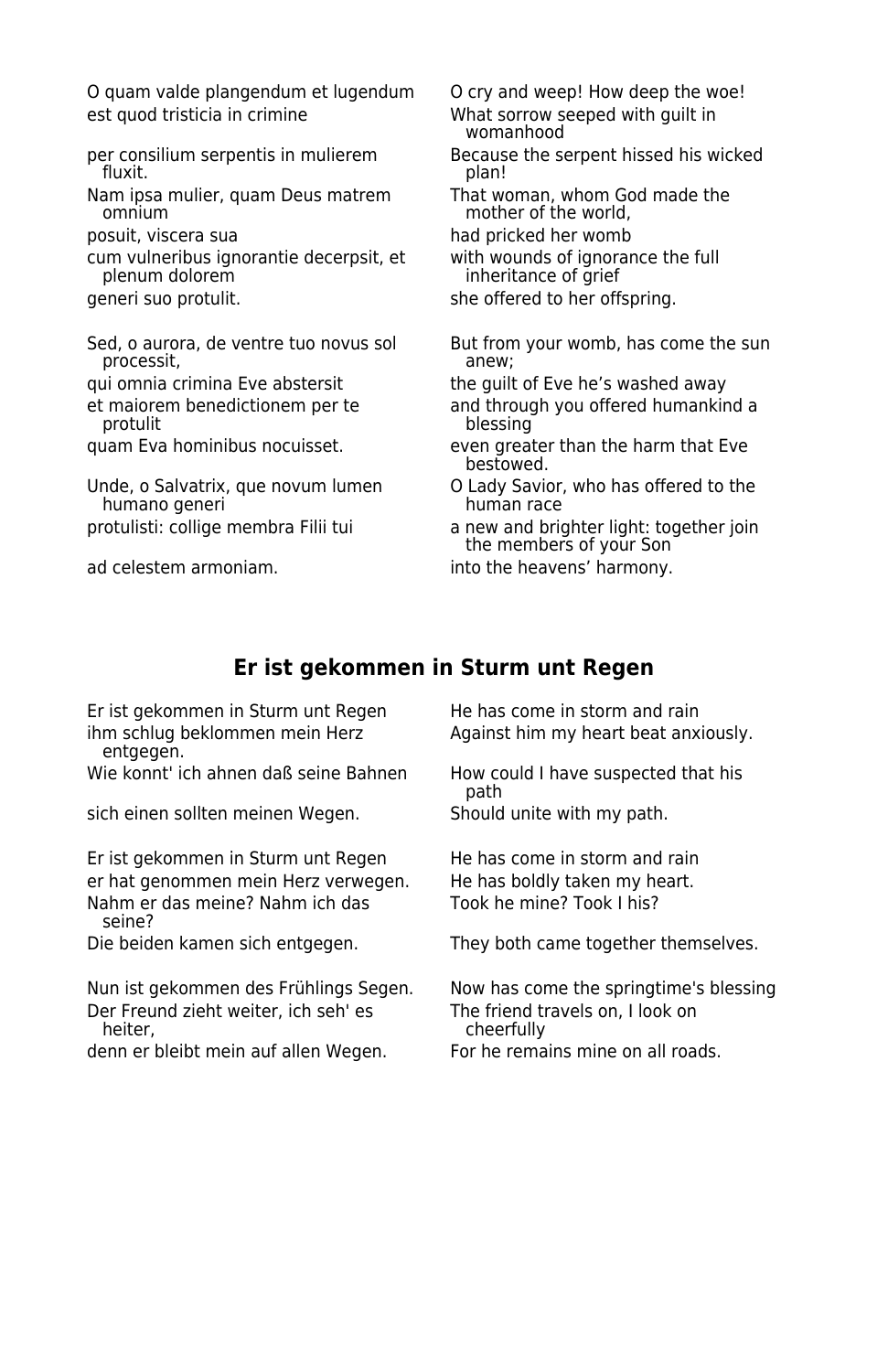| | |
|---|---|
| O quam valde plangendum et lugendum | O cry and weep! How deep the woe! |
| est quod tristicia in crimine | What sorrow seeped with guilt in womanhood |
| per consilium serpentis in mulierem fluxit. | Because the serpent hissed his wicked plan! |
| Nam ipsa mulier, quam Deus matrem omnium | That woman, whom God made the mother of the world, |
| posuit, viscera sua | had pricked her womb |
| cum vulneribus ignorantie decerpsit, et plenum dolorem | with wounds of ignorance the full inheritance of grief |
| generi suo protulit. | she offered to her offspring. |
| | |
| Sed, o aurora, de ventre tuo novus sol processit, | But from your womb, has come the sun anew; |
| qui omnia crimina Eve abstersit | the guilt of Eve he's washed away |
| et maiorem benedictionem per te protulit | and through you offered humankind a blessing |
| quam Eva hominibus nocuisset. | even greater than the harm that Eve bestowed. |
| Unde, o Salvatrix, que novum lumen humano generi | O Lady Savior, who has offered to the human race |
| protulisti: collige membra Filii tui | a new and brighter light: together join the members of your Son |
| ad celestem armoniam. | into the heavens' harmony. |

## Er ist gekommen in Sturm unt Regen

| | |
|---|---|
| Er ist gekommen in Sturm unt Regen | He has come in storm and rain |
| ihm schlug beklommen mein Herz entgegen. | Against him my heart beat anxiously. |
| Wie konnt' ich ahnen daß seine Bahnen | How could I have suspected that his path |
| sich einen sollten meinen Wegen. | Should unite with my path. |
| | |
| Er ist gekommen in Sturm unt Regen | He has come in storm and rain |
| er hat genommen mein Herz verwegen. | He has boldly taken my heart. |
| Nahm er das meine? Nahm ich das seine? | Took he mine? Took I his? |
| Die beiden kamen sich entgegen. | They both came together themselves. |
| | |
| Nun ist gekommen des Frühlings Segen. | Now has come the springtime's blessing |
| Der Freund zieht weiter, ich seh' es heiter, | The friend travels on, I look on cheerfully |
| denn er bleibt mein auf allen Wegen. | For he remains mine on all roads. |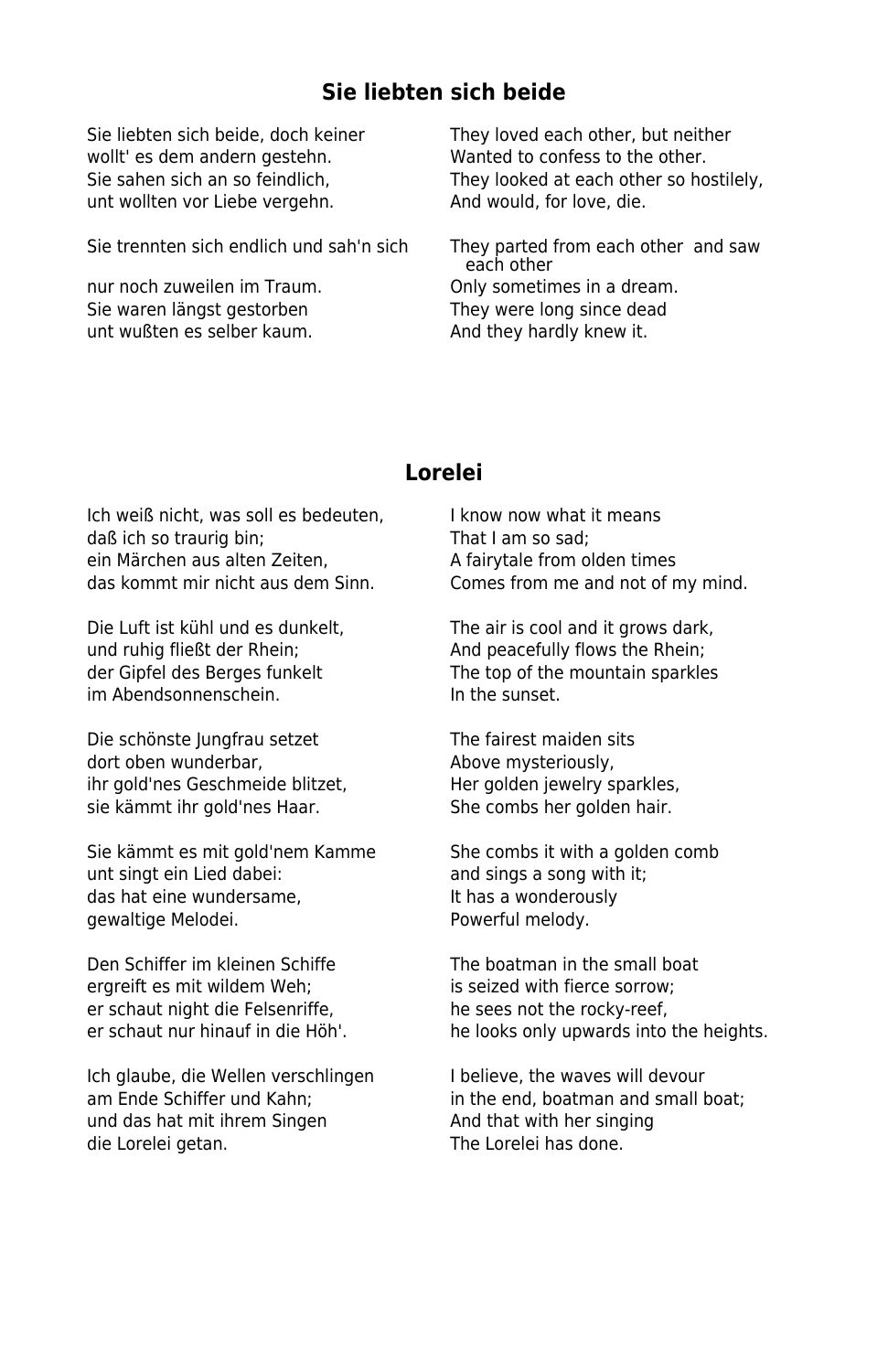## Sie liebten sich beide

| | |
|---|---|
| Sie liebten sich beide, doch keiner | They loved each other, but neither |
| wollt' es dem andern gestehn. | Wanted to confess to the other. |
| Sie sahen sich an so feindlich, | They looked at each other so hostilely, |
| unt wollten vor Liebe vergehn. | And would, for love, die. |
| | |
| Sie trennten sich endlich und sah'n sich | They parted from each other and saw each other |
| nur noch zuweilen im Traum. | Only sometimes in a dream. |
| Sie waren längst gestorben | They were long since dead |
| unt wußten es selber kaum. | And they hardly knew it. |

## Lorelei

| | |
|---|---|
| Ich weiß nicht, was soll es bedeuten, | I know now what it means |
| daß ich so traurig bin; | That I am so sad; |
| ein Märchen aus alten Zeiten, | A fairytale from olden times |
| das kommt mir nicht aus dem Sinn. | Comes from me and not of my mind. |
| | |
| Die Luft ist kühl und es dunkelt, | The air is cool and it grows dark, |
| und ruhig fließt der Rhein; | And peacefully flows the Rhein; |
| der Gipfel des Berges funkelt | The top of the mountain sparkles |
| im Abendsonnenschein. | In the sunset. |
| | |
| Die schönste Jungfrau setzet | The fairest maiden sits |
| dort oben wunderbar, | Above mysteriously, |
| ihr gold'nes Geschmeide blitzet, | Her golden jewelry sparkles, |
| sie kämmt ihr gold'nes Haar. | She combs her golden hair. |
| | |
| Sie kämmt es mit gold'nem Kamme | She combs it with a golden comb |
| unt singt ein Lied dabei: | and sings a song with it; |
| das hat eine wundersame, | It has a wonderously |
| gewaltige Melodei. | Powerful melody. |
| | |
| Den Schiffer im kleinen Schiffe | The boatman in the small boat |
| ergreift es mit wildem Weh; | is seized with fierce sorrow; |
| er schaut night die Felsenriffe, | he sees not the rocky-reef, |
| er schaut nur hinauf in die Höh'. | he looks only upwards into the heights. |
| | |
| Ich glaube, die Wellen verschlingen | I believe, the waves will devour |
| am Ende Schiffer und Kahn; | in the end, boatman and small boat; |
| und das hat mit ihrem Singen | And that with her singing |
| die Lorelei getan. | The Lorelei has done. |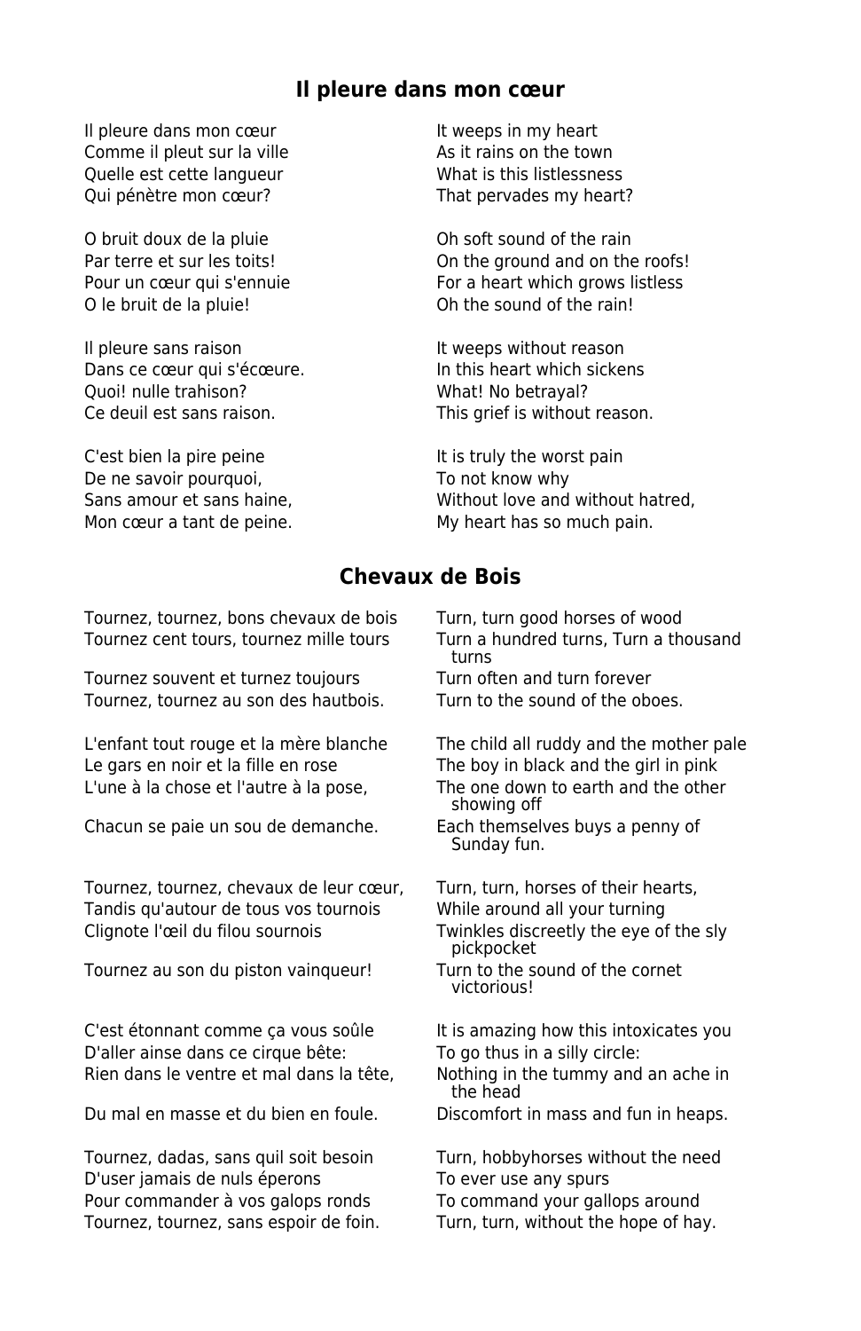## Il pleure dans mon cœur

| | |
|---|---|
| Il pleure dans mon cœur | It weeps in my heart |
| Comme il pleut sur la ville | As it rains on the town |
| Quelle est cette langueur | What is this listlessness |
| Qui pénètre mon cœur? | That pervades my heart? |
| | |
| O bruit doux de la pluie | Oh soft sound of the rain |
| Par terre et sur les toits! | On the ground and on the roofs! |
| Pour un cœur qui s'ennuie | For a heart which grows listless |
| O le bruit de la pluie! | Oh the sound of the rain! |
| | |
| Il pleure sans raison | It weeps without reason |
| Dans ce cœur qui s'écœure. | In this heart which sickens |
| Quoi! nulle trahison? | What! No betrayal? |
| Ce deuil est sans raison. | This grief is without reason. |
| | |
| C'est bien la pire peine | It is truly the worst pain |
| De ne savoir pourquoi, | To not know why |
| Sans amour et sans haine, | Without love and without hatred, |
| Mon cœur a tant de peine. | My heart has so much pain. |

## Chevaux de Bois

| | |
|---|---|
| Tournez, tournez, bons chevaux de bois | Turn, turn good horses of wood |
| Tournez cent tours, tournez mille tours | Turn a hundred turns, Turn a thousand turns |
| Tournez souvent et turnez toujours | Turn often and turn forever |
| Tournez, tournez au son des hautbois. | Turn to the sound of the oboes. |
| | |
| L'enfant tout rouge et la mère blanche | The child all ruddy and the mother pale |
| Le gars en noir et la fille en rose | The boy in black and the girl in pink |
| L'une à la chose et l'autre à la pose, | The one down to earth and the other showing off |
| Chacun se paie un sou de demanche. | Each themselves buys a penny of Sunday fun. |
| | |
| Tournez, tournez, chevaux de leur cœur, | Turn, turn, horses of their hearts, |
| Tandis qu'autour de tous vos tournois | While around all your turning |
| Clignote l'œil du filou sournois | Twinkles discreetly the eye of the sly pickpocket |
| Tournez au son du piston vainqueur! | Turn to the sound of the cornet victorious! |
| | |
| C'est étonnant comme ça vous soûle | It is amazing how this intoxicates you |
| D'aller ainse dans ce cirque bête: | To go thus in a silly circle: |
| Rien dans le ventre et mal dans la tête, | Nothing in the tummy and an ache in the head |
| Du mal en masse et du bien en foule. | Discomfort in mass and fun in heaps. |
| | |
| Tournez, dadas, sans quil soit besoin | Turn, hobbyhorses without the need |
| D'user jamais de nuls éperons | To ever use any spurs |
| Pour commander à vos galops ronds | To command your gallops around |
| Tournez, tournez, sans espoir de foin. | Turn, turn, without the hope of hay. |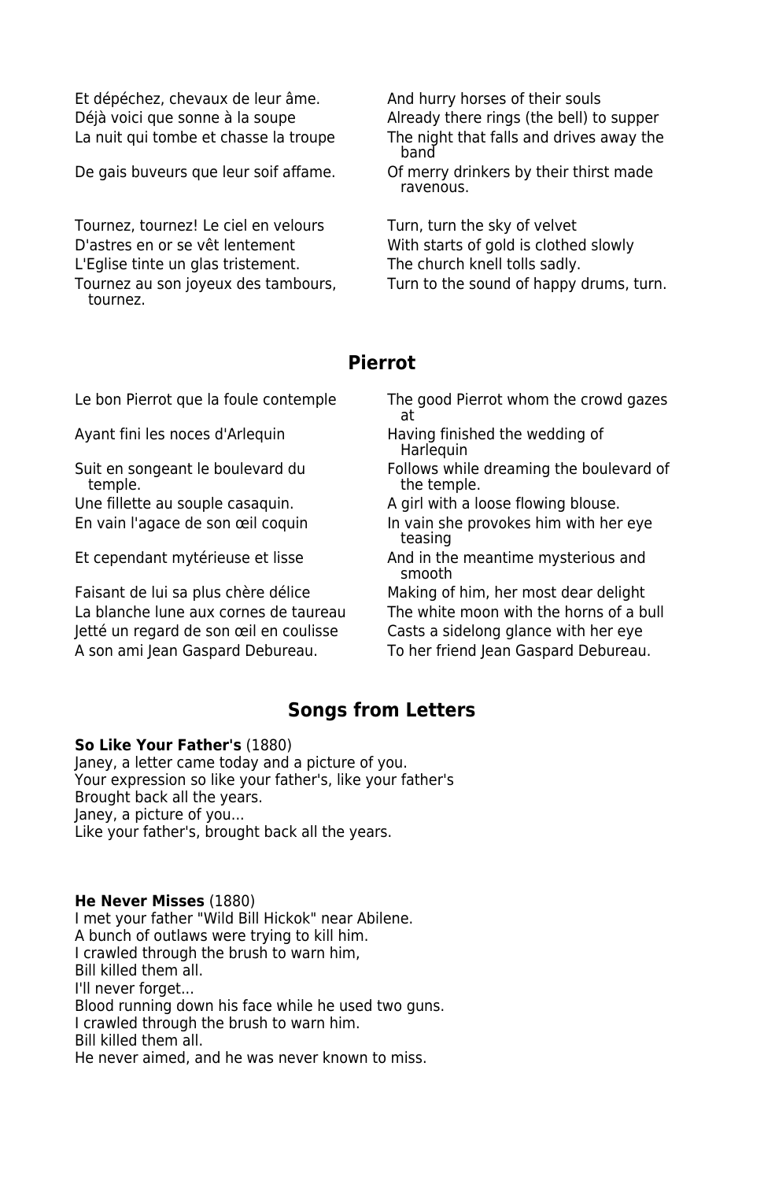| | |
|---|---|
| Et dépéchez, chevaux de leur âme. | And hurry horses of their souls |
| Déjà voici que sonne à la soupe | Already there rings (the bell) to supper |
| La nuit qui tombe et chasse la troupe | The night that falls and drives away the band |
| De gais buveurs que leur soif affame. | Of merry drinkers by their thirst made ravenous. |
| | |
| Tournez, tournez! Le ciel en velours | Turn, turn the sky of velvet |
| D'astres en or se vêt lentement | With starts of gold is clothed slowly |
| L'Eglise tinte un glas tristement. | The church knell tolls sadly. |
| Tournez au son joyeux des tambours, tournez. | Turn to the sound of happy drums, turn. |

## Pierrot

| | |
|---|---|
| Le bon Pierrot que la foule contemple | The good Pierrot whom the crowd gazes at |
| Ayant fini les noces d'Arlequin | Having finished the wedding of Harlequin |
| Suit en songeant le boulevard du temple. | Follows while dreaming the boulevard of the temple. |
| Une fillette au souple casaquin. | A girl with a loose flowing blouse. |
| En vain l'agace de son œil coquin | In vain she provokes him with her eye teasing |
| Et cependant mytérieuse et lisse | And in the meantime mysterious and smooth |
| Faisant de lui sa plus chère délice | Making of him, her most dear delight |
| La blanche lune aux cornes de taureau | The white moon with the horns of a bull |
| Jetté un regard de son œil en coulisse | Casts a sidelong glance with her eye |
| A son ami Jean Gaspard Debureau. | To her friend Jean Gaspard Debureau. |

## Songs from Letters

**So Like Your Father's** (1880)
Janey, a letter came today and a picture of you.
Your expression so like your father's, like your father's
Brought back all the years.
Janey, a picture of you...
Like your father's, brought back all the years.

**He Never Misses** (1880)
I met your father "Wild Bill Hickok" near Abilene.
A bunch of outlaws were trying to kill him.
I crawled through the brush to warn him,
Bill killed them all.
I'll never forget...
Blood running down his face while he used two guns.
I crawled through the brush to warn him.
Bill killed them all.
He never aimed, and he was never known to miss.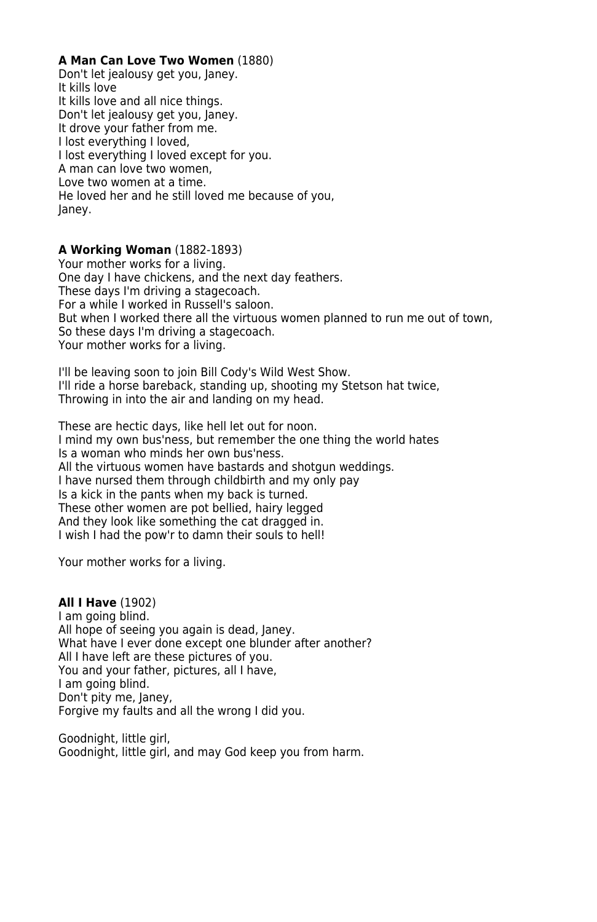**A Man Can Love Two Women** (1880)
Don't let jealousy get you, Janey.
It kills love
It kills love and all nice things.
Don't let jealousy get you, Janey.
It drove your father from me.
I lost everything I loved,
I lost everything I loved except for you.
A man can love two women,
Love two women at a time.
He loved her and he still loved me because of you,
Janey.

**A Working Woman** (1882-1893)
Your mother works for a living.
One day I have chickens, and the next day feathers.
These days I'm driving a stagecoach.
For a while I worked in Russell's saloon.
But when I worked there all the virtuous women planned to run me out of town,
So these days I'm driving a stagecoach.
Your mother works for a living.

I'll be leaving soon to join Bill Cody's Wild West Show.
I'll ride a horse bareback, standing up, shooting my Stetson hat twice,
Throwing in into the air and landing on my head.

These are hectic days, like hell let out for noon.
I mind my own bus'ness, but remember the one thing the world hates
Is a woman who minds her own bus'ness.
All the virtuous women have bastards and shotgun weddings.
I have nursed them through childbirth and my only pay
Is a kick in the pants when my back is turned.
These other women are pot bellied, hairy legged
And they look like something the cat dragged in.
I wish I had the pow'r to damn their souls to hell!

Your mother works for a living.

**All I Have** (1902)
I am going blind.
All hope of seeing you again is dead, Janey.
What have I ever done except one blunder after another?
All I have left are these pictures of you.
You and your father, pictures, all I have,
I am going blind.
Don't pity me, Janey,
Forgive my faults and all the wrong I did you.

Goodnight, little girl,
Goodnight, little girl, and may God keep you from harm.